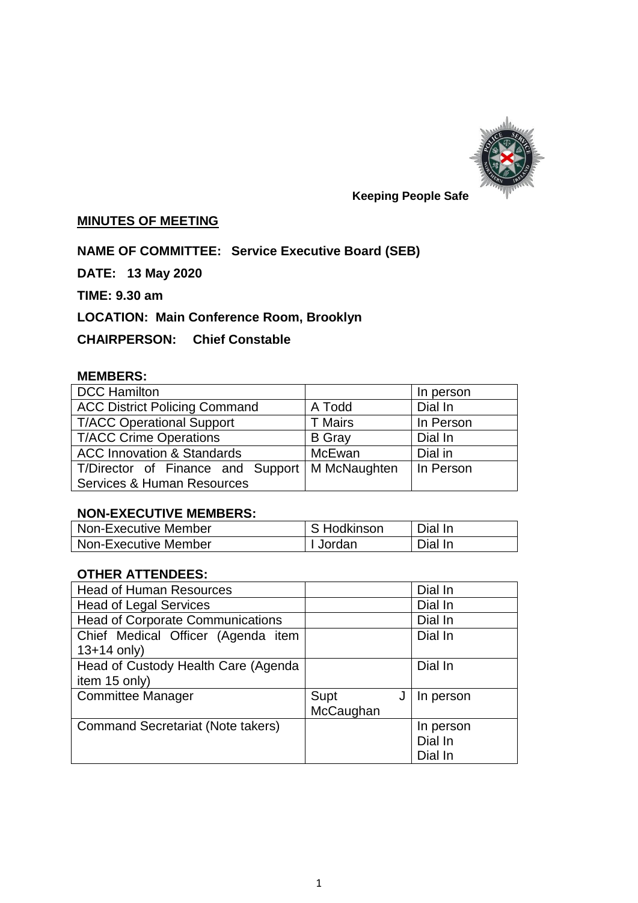**Keeping People Safe**

## MINUTES OF MEETING

**NAME OF COMMITTEE: Service Executive Board (SEB)**

**DATE: 13 May 2020**

**TIME: 9.30 am**

**LOCATION: Main Conference Room, Brooklyn**

**CHAIRPERSON: Chief Constable**

**MEMBERS:**

| | | |
|---|---|---|
| DCC Hamilton | | In person |
| ACC District Policing Command | A Todd | Dial In |
| T/ACC Operational Support | T Mairs | In Person |
| T/ACC Crime Operations | B Gray | Dial In |
| ACC Innovation & Standards | McEwan | Dial in |
| T/Director of Finance and Support Services & Human Resources | M McNaughten | In Person |

**NON-EXECUTIVE MEMBERS:**

| | | |
|---|---|---|
| Non-Executive Member | S Hodkinson | Dial In |
| Non-Executive Member | I Jordan | Dial In |

**OTHER ATTENDEES:**

| | | |
|---|---|---|
| Head of Human Resources | | Dial In |
| Head of Legal Services | | Dial In |
| Head of Corporate Communications | | Dial In |
| Chief Medical Officer (Agenda item 13+14 only) | | Dial In |
| Head of Custody Health Care (Agenda item 15 only) | | Dial In |
| Committee Manager | Supt J McCaughan | In person |
| Command Secretariat (Note takers) | | In person<br>Dial In<br>Dial In |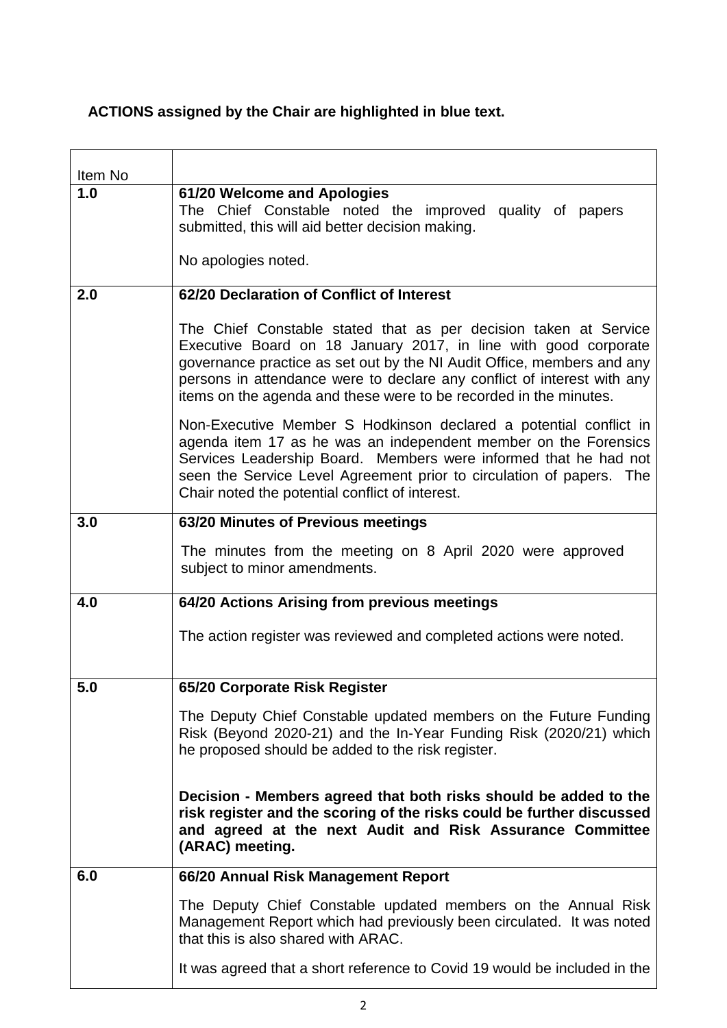**ACTIONS assigned by the Chair are highlighted in blue text.**

| Item No | |
|---|---|
| **1.0** | **61/20 Welcome and Apologies**<br>The Chief Constable noted the improved quality of papers submitted, this will aid better decision making.<br><br>No apologies noted. |
| **2.0** | **62/20 Declaration of Conflict of Interest**<br><br>The Chief Constable stated that as per decision taken at Service Executive Board on 18 January 2017, in line with good corporate governance practice as set out by the NI Audit Office, members and any persons in attendance were to declare any conflict of interest with any items on the agenda and these were to be recorded in the minutes.<br><br>Non-Executive Member S Hodkinson declared a potential conflict in agenda item 17 as he was an independent member on the Forensics Services Leadership Board. Members were informed that he had not seen the Service Level Agreement prior to circulation of papers. The Chair noted the potential conflict of interest. |
| **3.0** | **63/20 Minutes of Previous meetings**<br><br>The minutes from the meeting on 8 April 2020 were approved subject to minor amendments. |
| **4.0** | **64/20 Actions Arising from previous meetings**<br><br>The action register was reviewed and completed actions were noted. |
| **5.0** | **65/20 Corporate Risk Register**<br><br>The Deputy Chief Constable updated members on the Future Funding Risk (Beyond 2020-21) and the In-Year Funding Risk (2020/21) which he proposed should be added to the risk register.<br><br>**Decision - Members agreed that both risks should be added to the risk register and the scoring of the risks could be further discussed and agreed at the next Audit and Risk Assurance Committee (ARAC) meeting.** |
| **6.0** | **66/20 Annual Risk Management Report**<br><br>The Deputy Chief Constable updated members on the Annual Risk Management Report which had previously been circulated. It was noted that this is also shared with ARAC.<br><br>It was agreed that a short reference to Covid 19 would be included in the |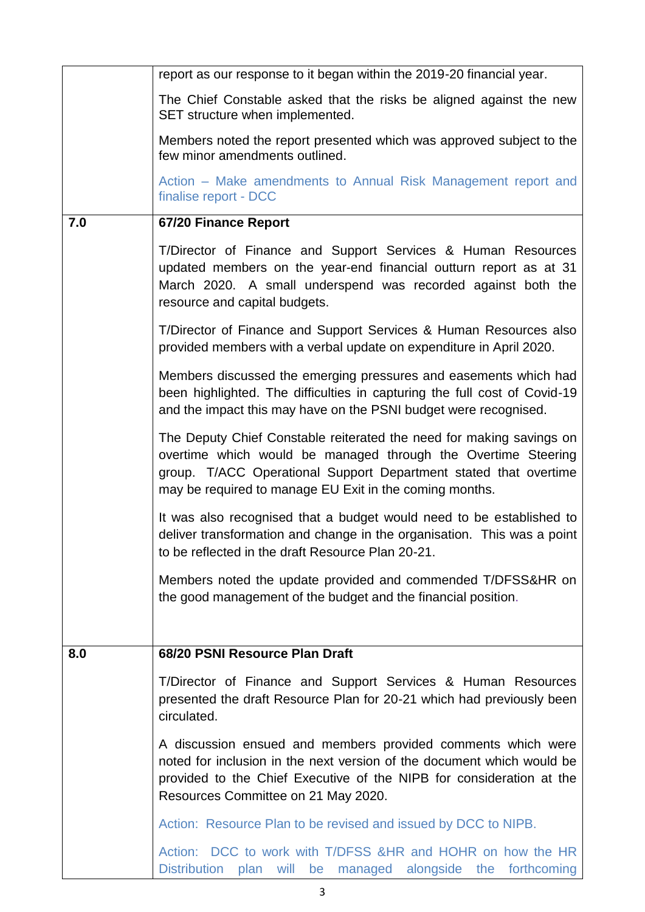| | |
|---|---|
| | report as our response to it began within the 2019-20 financial year.<br><br>The Chief Constable asked that the risks be aligned against the new SET structure when implemented.<br><br>Members noted the report presented which was approved subject to the few minor amendments outlined.<br><br>Action – Make amendments to Annual Risk Management report and finalise report - DCC |
| **7.0** | **67/20 Finance Report**<br><br>T/Director of Finance and Support Services & Human Resources updated members on the year-end financial outturn report as at 31 March 2020. A small underspend was recorded against both the resource and capital budgets.<br><br>T/Director of Finance and Support Services & Human Resources also provided members with a verbal update on expenditure in April 2020.<br><br>Members discussed the emerging pressures and easements which had been highlighted. The difficulties in capturing the full cost of Covid-19 and the impact this may have on the PSNI budget were recognised.<br><br>The Deputy Chief Constable reiterated the need for making savings on overtime which would be managed through the Overtime Steering group. T/ACC Operational Support Department stated that overtime may be required to manage EU Exit in the coming months.<br><br>It was also recognised that a budget would need to be established to deliver transformation and change in the organisation. This was a point to be reflected in the draft Resource Plan 20-21.<br><br>Members noted the update provided and commended T/DFSS&HR on the good management of the budget and the financial position. |
| **8.0** | **68/20 PSNI Resource Plan Draft**<br><br>T/Director of Finance and Support Services & Human Resources presented the draft Resource Plan for 20-21 which had previously been circulated.<br><br>A discussion ensued and members provided comments which were noted for inclusion in the next version of the document which would be provided to the Chief Executive of the NIPB for consideration at the Resources Committee on 21 May 2020.<br><br>Action: Resource Plan to be revised and issued by DCC to NIPB.<br><br>Action: DCC to work with T/DFSS &HR and HOHR on how the HR Distribution plan will be managed alongside the forthcoming |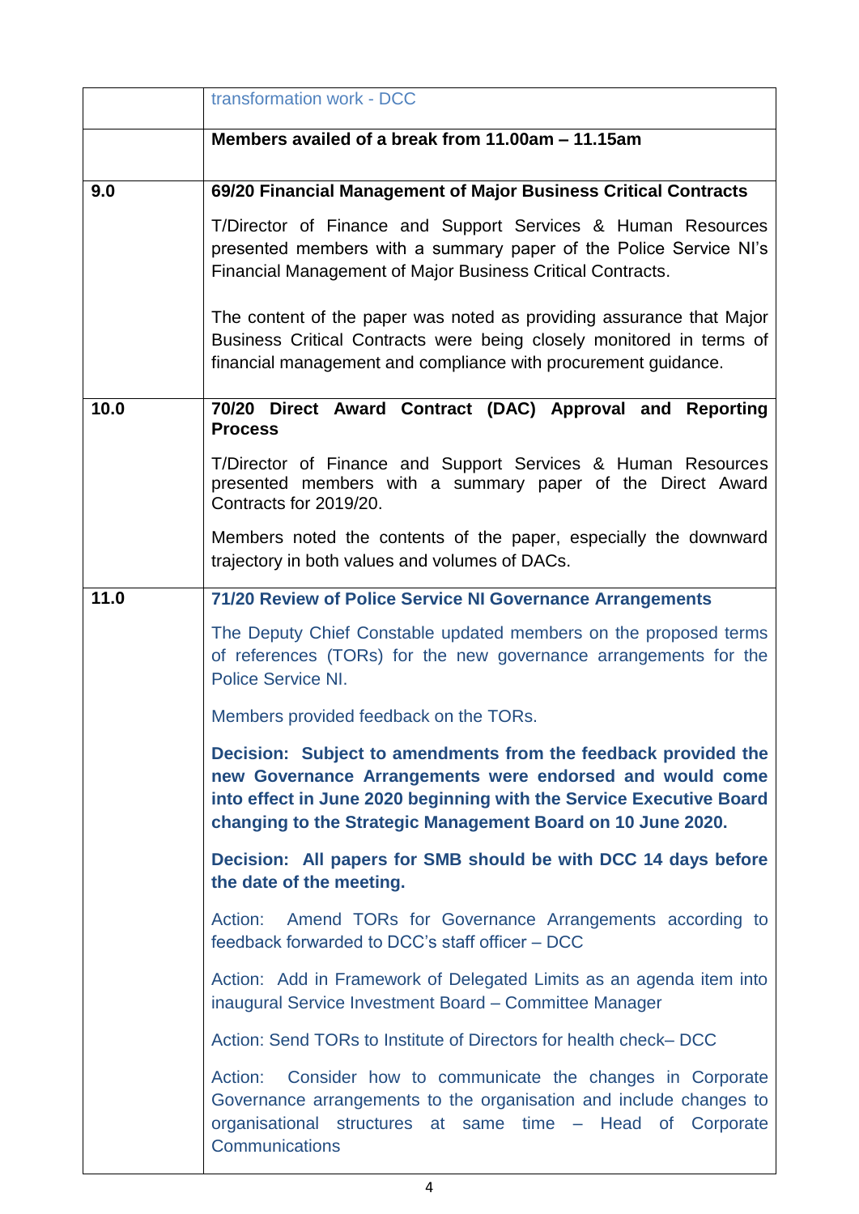| | |
|---|---|
| | transformation work - DCC |
| | **Members availed of a break from 11.00am – 11.15am** |
| **9.0** | **69/20 Financial Management of Major Business Critical Contracts**<br><br>T/Director of Finance and Support Services & Human Resources presented members with a summary paper of the Police Service NI's Financial Management of Major Business Critical Contracts.<br><br>The content of the paper was noted as providing assurance that Major Business Critical Contracts were being closely monitored in terms of financial management and compliance with procurement guidance. |
| **10.0** | **70/20 Direct Award Contract (DAC) Approval and Reporting Process**<br><br>T/Director of Finance and Support Services & Human Resources presented members with a summary paper of the Direct Award Contracts for 2019/20.<br><br>Members noted the contents of the paper, especially the downward trajectory in both values and volumes of DACs. |
| **11.0** | **71/20 Review of Police Service NI Governance Arrangements**<br><br>The Deputy Chief Constable updated members on the proposed terms of references (TORs) for the new governance arrangements for the Police Service NI.<br><br>Members provided feedback on the TORs.<br><br>**Decision: Subject to amendments from the feedback provided the new Governance Arrangements were endorsed and would come into effect in June 2020 beginning with the Service Executive Board changing to the Strategic Management Board on 10 June 2020.**<br><br>**Decision: All papers for SMB should be with DCC 14 days before the date of the meeting.**<br><br>Action: Amend TORs for Governance Arrangements according to feedback forwarded to DCC's staff officer – DCC<br><br>Action: Add in Framework of Delegated Limits as an agenda item into inaugural Service Investment Board – Committee Manager<br><br>Action: Send TORs to Institute of Directors for health check– DCC<br><br>Action: Consider how to communicate the changes in Corporate Governance arrangements to the organisation and include changes to organisational structures at same time – Head of Corporate Communications |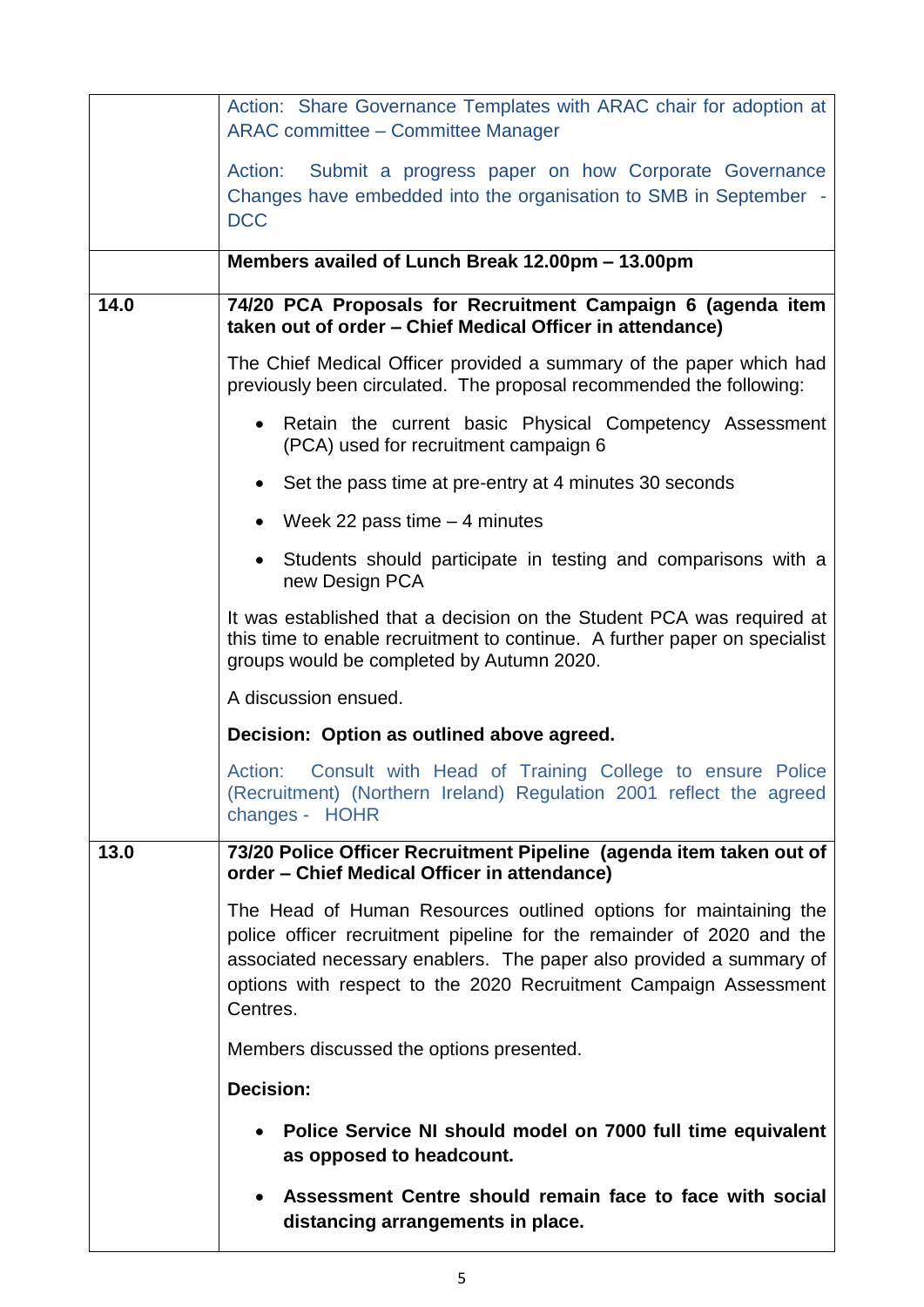| | |
|---|---|
| | Action: Share Governance Templates with ARAC chair for adoption at ARAC committee – Committee Manager<br><br>Action: Submit a progress paper on how Corporate Governance Changes have embedded into the organisation to SMB in September - DCC |
| | **Members availed of Lunch Break 12.00pm – 13.00pm** |
| **14.0** | **74/20 PCA Proposals for Recruitment Campaign 6 (agenda item taken out of order – Chief Medical Officer in attendance)**<br><br>The Chief Medical Officer provided a summary of the paper which had previously been circulated. The proposal recommended the following:<br><br>• Retain the current basic Physical Competency Assessment (PCA) used for recruitment campaign 6<br>• Set the pass time at pre-entry at 4 minutes 30 seconds<br>• Week 22 pass time – 4 minutes<br>• Students should participate in testing and comparisons with a new Design PCA<br><br>It was established that a decision on the Student PCA was required at this time to enable recruitment to continue. A further paper on specialist groups would be completed by Autumn 2020.<br><br>A discussion ensued.<br><br>**Decision: Option as outlined above agreed.**<br><br>Action: Consult with Head of Training College to ensure Police (Recruitment) (Northern Ireland) Regulation 2001 reflect the agreed changes - HOHR |
| **13.0** | **73/20 Police Officer Recruitment Pipeline (agenda item taken out of order – Chief Medical Officer in attendance)**<br><br>The Head of Human Resources outlined options for maintaining the police officer recruitment pipeline for the remainder of 2020 and the associated necessary enablers. The paper also provided a summary of options with respect to the 2020 Recruitment Campaign Assessment Centres.<br><br>Members discussed the options presented.<br><br>**Decision:**<br><br>• **Police Service NI should model on 7000 full time equivalent as opposed to headcount.**<br>• **Assessment Centre should remain face to face with social distancing arrangements in place.** |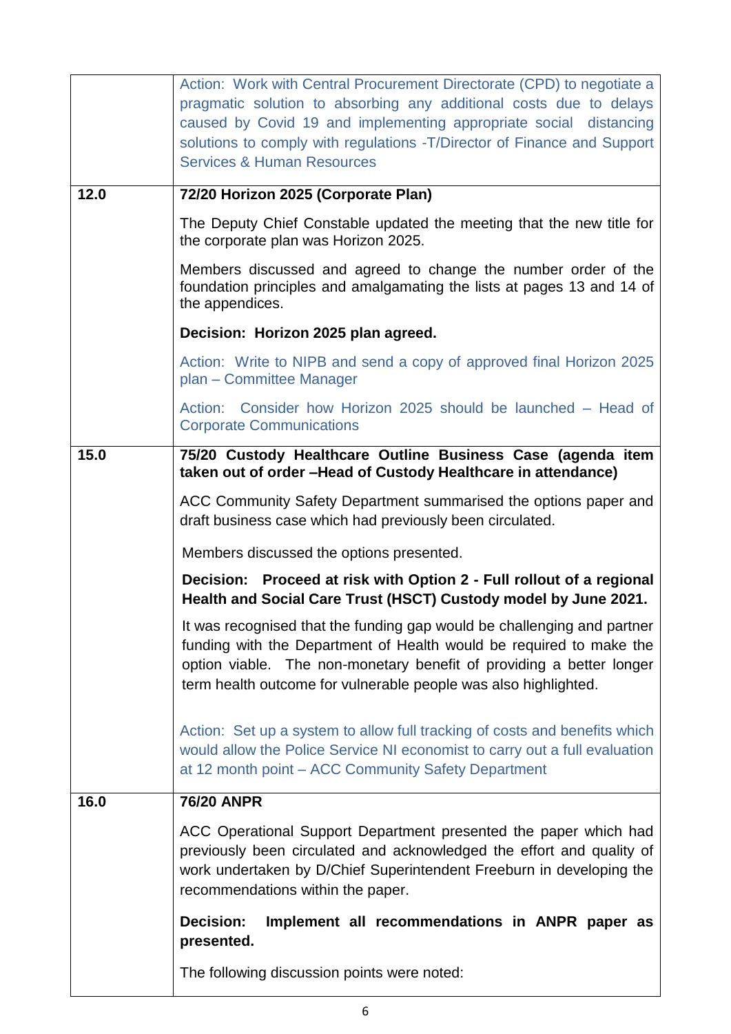| | |
|---|---|
| | Action: Work with Central Procurement Directorate (CPD) to negotiate a pragmatic solution to absorbing any additional costs due to delays caused by Covid 19 and implementing appropriate social distancing solutions to comply with regulations -T/Director of Finance and Support Services & Human Resources |
| **12.0** | **72/20 Horizon 2025 (Corporate Plan)**<br><br>The Deputy Chief Constable updated the meeting that the new title for the corporate plan was Horizon 2025.<br><br>Members discussed and agreed to change the number order of the foundation principles and amalgamating the lists at pages 13 and 14 of the appendices.<br><br>**Decision: Horizon 2025 plan agreed.**<br><br>Action: Write to NIPB and send a copy of approved final Horizon 2025 plan – Committee Manager<br><br>Action: Consider how Horizon 2025 should be launched – Head of Corporate Communications |
| **15.0** | **75/20 Custody Healthcare Outline Business Case (agenda item taken out of order –Head of Custody Healthcare in attendance)**<br><br>ACC Community Safety Department summarised the options paper and draft business case which had previously been circulated.<br><br>Members discussed the options presented.<br><br>**Decision: Proceed at risk with Option 2 - Full rollout of a regional Health and Social Care Trust (HSCT) Custody model by June 2021.**<br><br>It was recognised that the funding gap would be challenging and partner funding with the Department of Health would be required to make the option viable. The non-monetary benefit of providing a better longer term health outcome for vulnerable people was also highlighted.<br><br>Action: Set up a system to allow full tracking of costs and benefits which would allow the Police Service NI economist to carry out a full evaluation at 12 month point – ACC Community Safety Department |
| **16.0** | **76/20 ANPR**<br><br>ACC Operational Support Department presented the paper which had previously been circulated and acknowledged the effort and quality of work undertaken by D/Chief Superintendent Freeburn in developing the recommendations within the paper.<br><br>**Decision: Implement all recommendations in ANPR paper as presented.**<br><br>The following discussion points were noted: |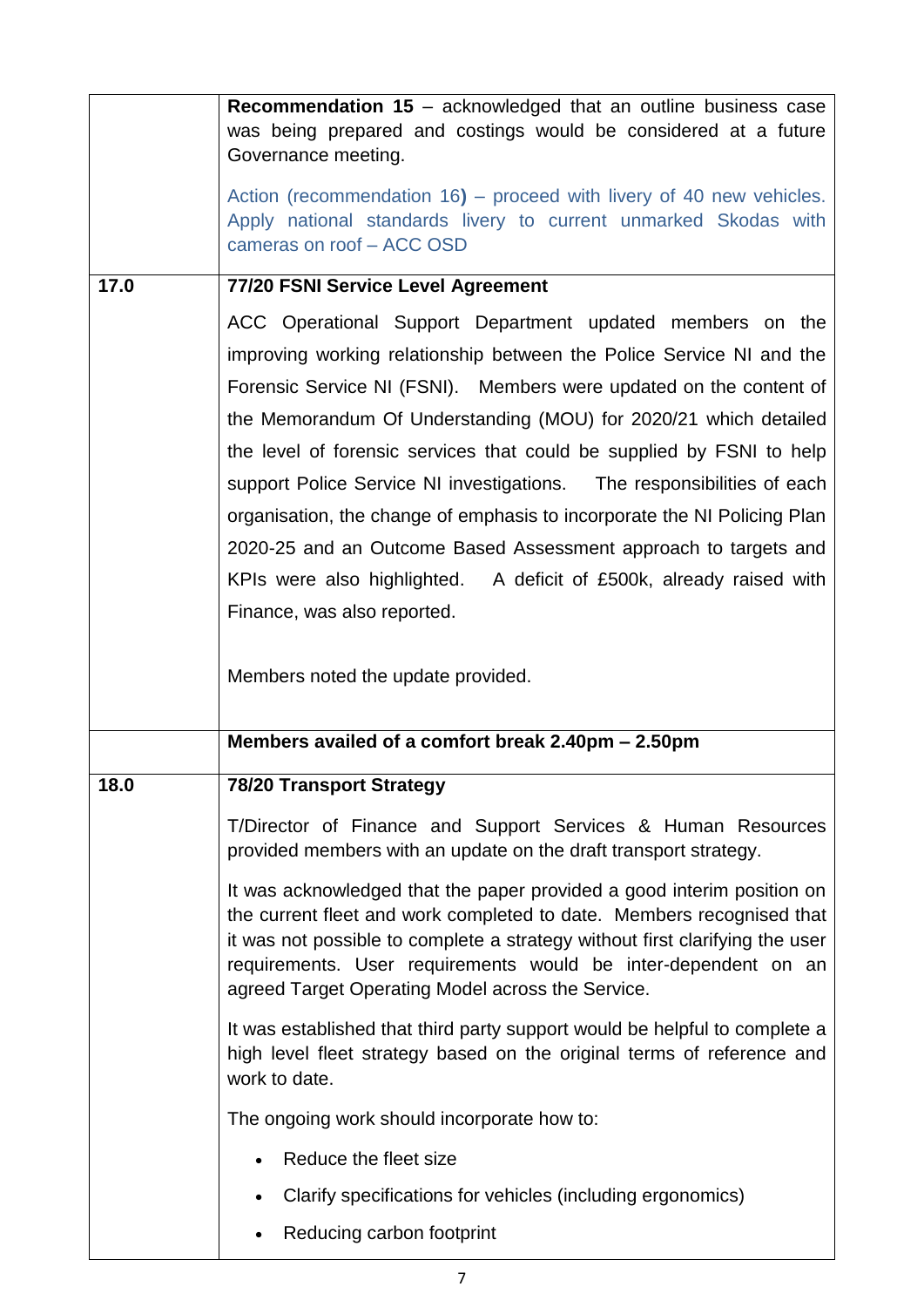| | |
|---|---|
| | **Recommendation 15** – acknowledged that an outline business case was being prepared and costings would be considered at a future Governance meeting.<br><br>Action (recommendation 16**)** – proceed with livery of 40 new vehicles. Apply national standards livery to current unmarked Skodas with cameras on roof – ACC OSD |
| **17.0** | **77/20 FSNI Service Level Agreement**<br><br>ACC Operational Support Department updated members on the improving working relationship between the Police Service NI and the Forensic Service NI (FSNI). Members were updated on the content of the Memorandum Of Understanding (MOU) for 2020/21 which detailed the level of forensic services that could be supplied by FSNI to help support Police Service NI investigations. The responsibilities of each organisation, the change of emphasis to incorporate the NI Policing Plan 2020-25 and an Outcome Based Assessment approach to targets and KPIs were also highlighted. A deficit of £500k, already raised with Finance, was also reported.<br><br>Members noted the update provided. |
| | **Members availed of a comfort break 2.40pm – 2.50pm** |
| **18.0** | **78/20 Transport Strategy**<br><br>T/Director of Finance and Support Services & Human Resources provided members with an update on the draft transport strategy.<br><br>It was acknowledged that the paper provided a good interim position on the current fleet and work completed to date. Members recognised that it was not possible to complete a strategy without first clarifying the user requirements. User requirements would be inter-dependent on an agreed Target Operating Model across the Service.<br><br>It was established that third party support would be helpful to complete a high level fleet strategy based on the original terms of reference and work to date.<br><br>The ongoing work should incorporate how to:<br><br>• Reduce the fleet size<br>• Clarify specifications for vehicles (including ergonomics)<br>• Reducing carbon footprint |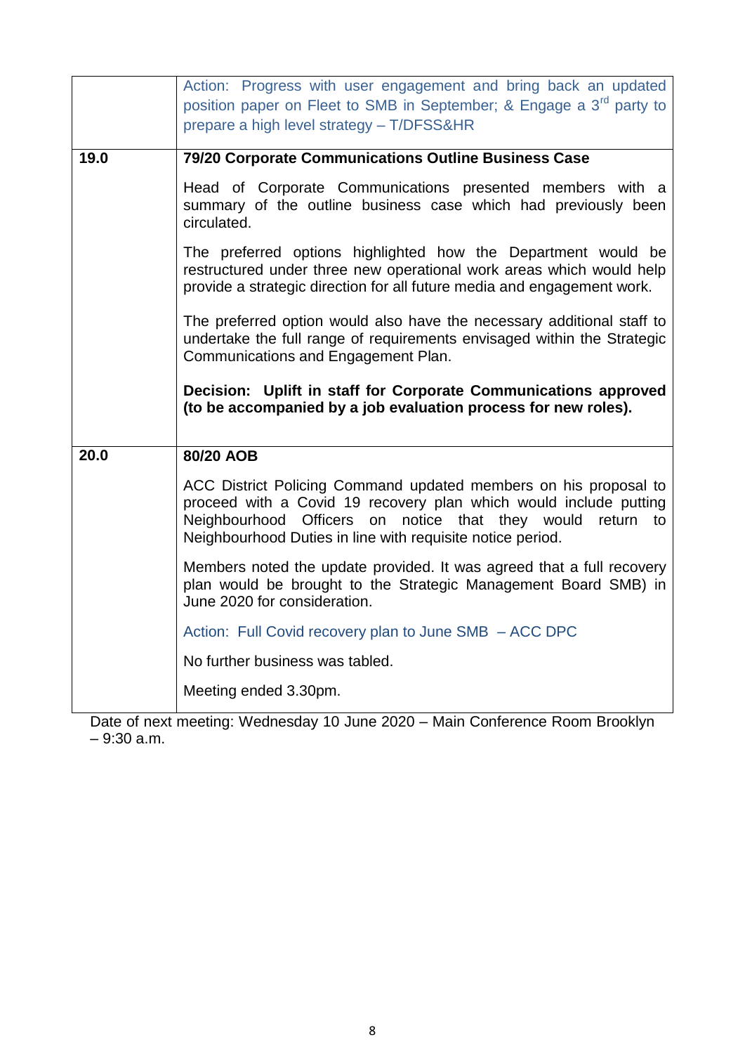| | |
|---|---|
| | Action: Progress with user engagement and bring back an updated position paper on Fleet to SMB in September; & Engage a 3rd party to prepare a high level strategy – T/DFSS&HR |
| **19.0** | **79/20 Corporate Communications Outline Business Case**<br><br>Head of Corporate Communications presented members with a summary of the outline business case which had previously been circulated.<br><br>The preferred options highlighted how the Department would be restructured under three new operational work areas which would help provide a strategic direction for all future media and engagement work.<br><br>The preferred option would also have the necessary additional staff to undertake the full range of requirements envisaged within the Strategic Communications and Engagement Plan.<br><br>**Decision: Uplift in staff for Corporate Communications approved (to be accompanied by a job evaluation process for new roles).** |
| **20.0** | **80/20 AOB**<br><br>ACC District Policing Command updated members on his proposal to proceed with a Covid 19 recovery plan which would include putting Neighbourhood Officers on notice that they would return to Neighbourhood Duties in line with requisite notice period.<br><br>Members noted the update provided. It was agreed that a full recovery plan would be brought to the Strategic Management Board SMB) in June 2020 for consideration.<br><br>Action: Full Covid recovery plan to June SMB – ACC DPC<br><br>No further business was tabled.<br><br>Meeting ended 3.30pm. |

Date of next meeting: Wednesday 10 June 2020 – Main Conference Room Brooklyn – 9:30 a.m.